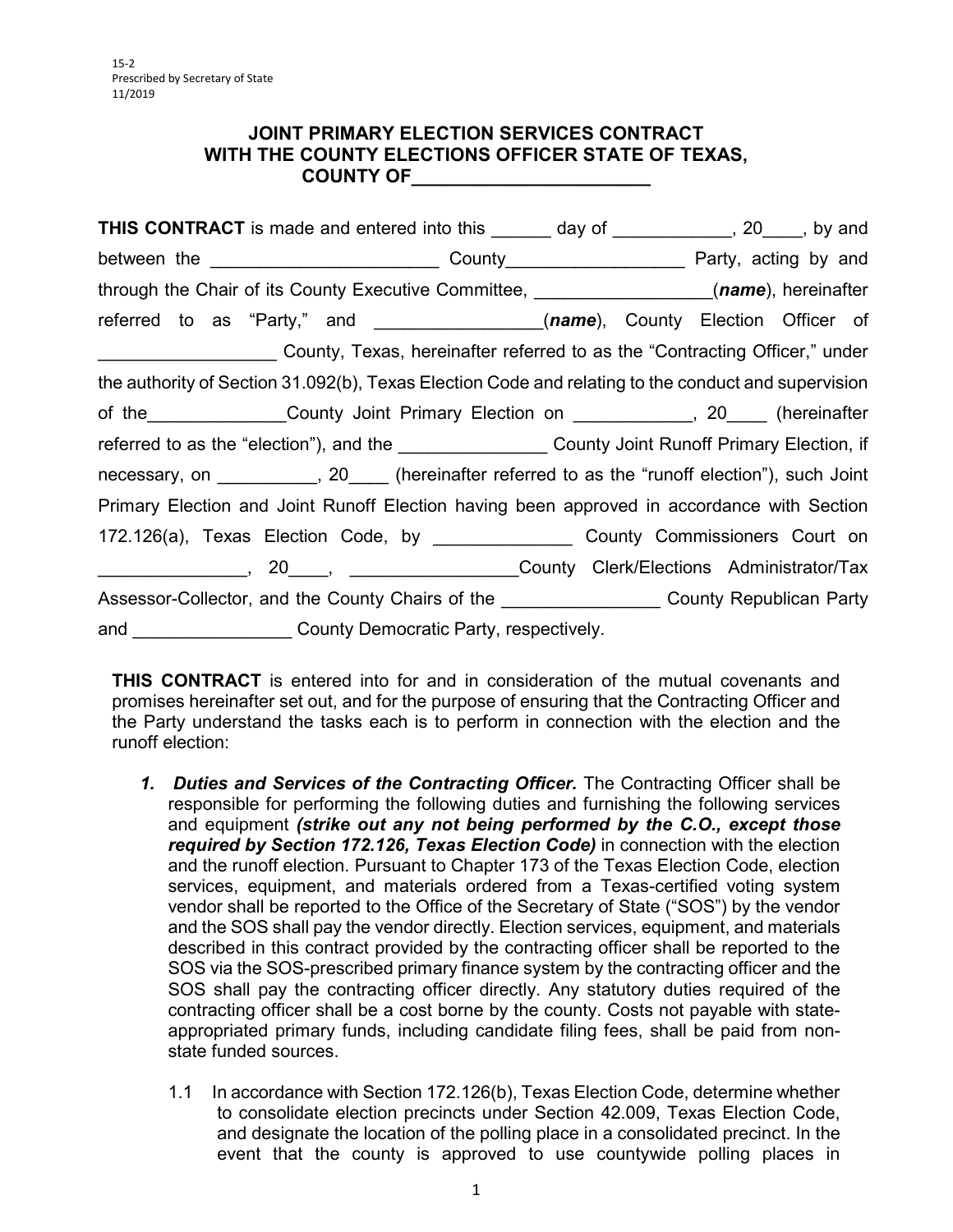15-2
Prescribed by Secretary of State
11/2019

# JOINT PRIMARY ELECTION SERVICES CONTRACT WITH THE COUNTY ELECTIONS OFFICER STATE OF TEXAS, COUNTY OF_______________________

**THIS CONTRACT** is made and entered into this ______ day of ____________, 20____, by and between the ______________________ County_________________ Party, acting by and through the Chair of its County Executive Committee, _________________(***name***), hereinafter referred to as "Party," and ________________(***name***), County Election Officer of _________________ County, Texas, hereinafter referred to as the "Contracting Officer," under the authority of Section 31.092(b), Texas Election Code and relating to the conduct and supervision of the_____________County Joint Primary Election on ____________, 20____ (hereinafter referred to as the "election"), and the ______________ County Joint Runoff Primary Election, if necessary, on __________, 20____ (hereinafter referred to as the "runoff election"), such Joint Primary Election and Joint Runoff Election having been approved in accordance with Section 172.126(a), Texas Election Code, by _____________ County Commissioners Court on ______________, 20____, ________________County Clerk/Elections Administrator/Tax Assessor-Collector, and the County Chairs of the _______________ County Republican Party and _______________ County Democratic Party, respectively.

**THIS CONTRACT** is entered into for and in consideration of the mutual covenants and promises hereinafter set out, and for the purpose of ensuring that the Contracting Officer and the Party understand the tasks each is to perform in connection with the election and the runoff election:

1. ***Duties and Services of the Contracting Officer.*** The Contracting Officer shall be responsible for performing the following duties and furnishing the following services and equipment ***(strike out any not being performed by the C.O., except those required by Section 172.126, Texas Election Code)*** in connection with the election and the runoff election. Pursuant to Chapter 173 of the Texas Election Code, election services, equipment, and materials ordered from a Texas-certified voting system vendor shall be reported to the Office of the Secretary of State ("SOS") by the vendor and the SOS shall pay the vendor directly. Election services, equipment, and materials described in this contract provided by the contracting officer shall be reported to the SOS via the SOS-prescribed primary finance system by the contracting officer and the SOS shall pay the contracting officer directly. Any statutory duties required of the contracting officer shall be a cost borne by the county. Costs not payable with state-appropriated primary funds, including candidate filing fees, shall be paid from non-state funded sources.

   1.1 In accordance with Section 172.126(b), Texas Election Code, determine whether to consolidate election precincts under Section 42.009, Texas Election Code, and designate the location of the polling place in a consolidated precinct. In the event that the county is approved to use countywide polling places in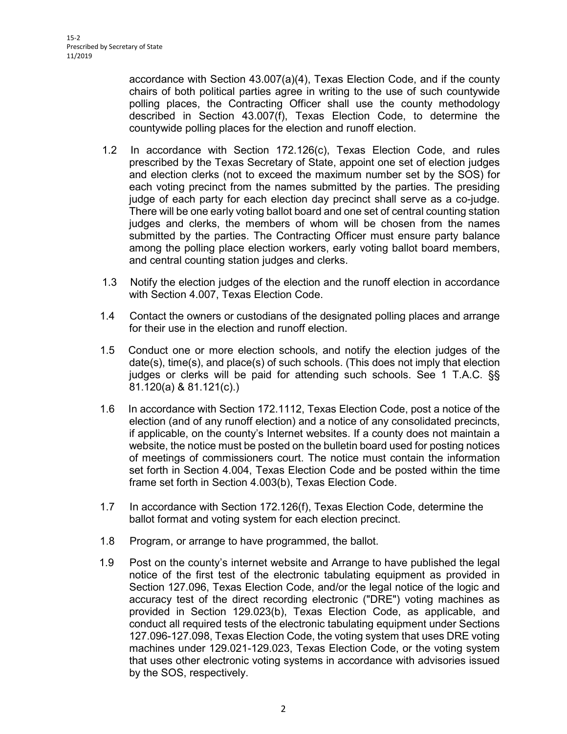accordance with Section 43.007(a)(4), Texas Election Code, and if the county chairs of both political parties agree in writing to the use of such countywide polling places, the Contracting Officer shall use the county methodology described in Section 43.007(f), Texas Election Code, to determine the countywide polling places for the election and runoff election.

1.2 In accordance with Section 172.126(c), Texas Election Code, and rules prescribed by the Texas Secretary of State, appoint one set of election judges and election clerks (not to exceed the maximum number set by the SOS) for each voting precinct from the names submitted by the parties. The presiding judge of each party for each election day precinct shall serve as a co-judge. There will be one early voting ballot board and one set of central counting station judges and clerks, the members of whom will be chosen from the names submitted by the parties. The Contracting Officer must ensure party balance among the polling place election workers, early voting ballot board members, and central counting station judges and clerks.

1.3 Notify the election judges of the election and the runoff election in accordance with Section 4.007, Texas Election Code.

1.4 Contact the owners or custodians of the designated polling places and arrange for their use in the election and runoff election.

1.5 Conduct one or more election schools, and notify the election judges of the date(s), time(s), and place(s) of such schools. (This does not imply that election judges or clerks will be paid for attending such schools. See 1 T.A.C. §§ 81.120(a) & 81.121(c).)

1.6 In accordance with Section 172.1112, Texas Election Code, post a notice of the election (and of any runoff election) and a notice of any consolidated precincts, if applicable, on the county's Internet websites. If a county does not maintain a website, the notice must be posted on the bulletin board used for posting notices of meetings of commissioners court. The notice must contain the information set forth in Section 4.004, Texas Election Code and be posted within the time frame set forth in Section 4.003(b), Texas Election Code.

1.7 In accordance with Section 172.126(f), Texas Election Code, determine the ballot format and voting system for each election precinct.

1.8 Program, or arrange to have programmed, the ballot.

1.9 Post on the county's internet website and Arrange to have published the legal notice of the first test of the electronic tabulating equipment as provided in Section 127.096, Texas Election Code, and/or the legal notice of the logic and accuracy test of the direct recording electronic ("DRE") voting machines as provided in Section 129.023(b), Texas Election Code, as applicable, and conduct all required tests of the electronic tabulating equipment under Sections 127.096-127.098, Texas Election Code, the voting system that uses DRE voting machines under 129.021-129.023, Texas Election Code, or the voting system that uses other electronic voting systems in accordance with advisories issued by the SOS, respectively.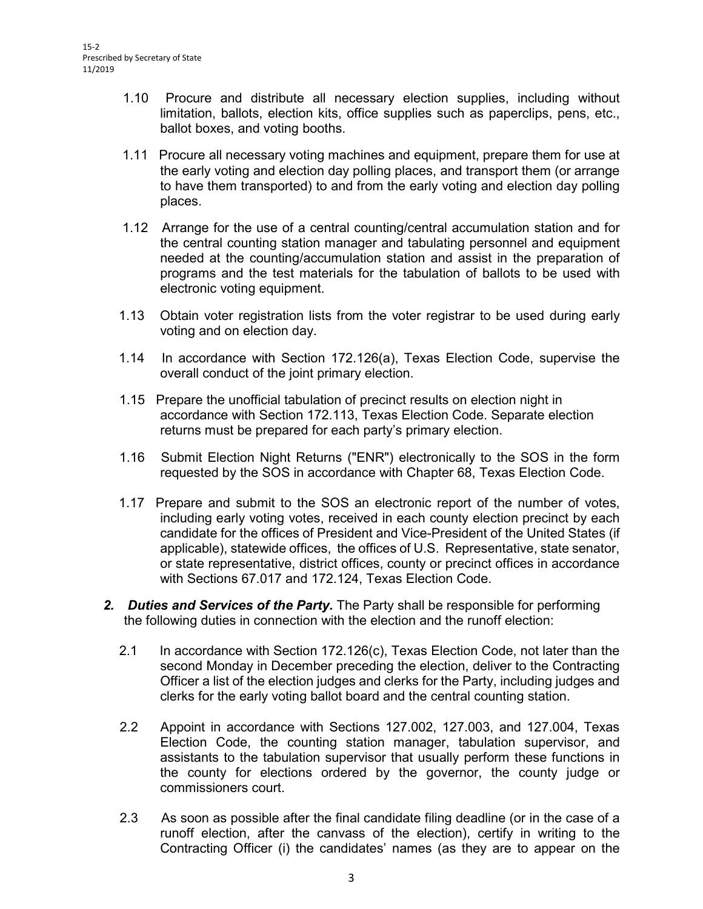1.10 Procure and distribute all necessary election supplies, including without limitation, ballots, election kits, office supplies such as paperclips, pens, etc., ballot boxes, and voting booths.

1.11 Procure all necessary voting machines and equipment, prepare them for use at the early voting and election day polling places, and transport them (or arrange to have them transported) to and from the early voting and election day polling places.

1.12 Arrange for the use of a central counting/central accumulation station and for the central counting station manager and tabulating personnel and equipment needed at the counting/accumulation station and assist in the preparation of programs and the test materials for the tabulation of ballots to be used with electronic voting equipment.

1.13 Obtain voter registration lists from the voter registrar to be used during early voting and on election day.

1.14 In accordance with Section 172.126(a), Texas Election Code, supervise the overall conduct of the joint primary election.

1.15 Prepare the unofficial tabulation of precinct results on election night in accordance with Section 172.113, Texas Election Code. Separate election returns must be prepared for each party's primary election.

1.16 Submit Election Night Returns ("ENR") electronically to the SOS in the form requested by the SOS in accordance with Chapter 68, Texas Election Code.

1.17 Prepare and submit to the SOS an electronic report of the number of votes, including early voting votes, received in each county election precinct by each candidate for the offices of President and Vice-President of the United States (if applicable), statewide offices, the offices of U.S. Representative, state senator, or state representative, district offices, county or precinct offices in accordance with Sections 67.017 and 172.124, Texas Election Code.

2. ***Duties and Services of the Party.*** The Party shall be responsible for performing the following duties in connection with the election and the runoff election:

2.1 In accordance with Section 172.126(c), Texas Election Code, not later than the second Monday in December preceding the election, deliver to the Contracting Officer a list of the election judges and clerks for the Party, including judges and clerks for the early voting ballot board and the central counting station.

2.2 Appoint in accordance with Sections 127.002, 127.003, and 127.004, Texas Election Code, the counting station manager, tabulation supervisor, and assistants to the tabulation supervisor that usually perform these functions in the county for elections ordered by the governor, the county judge or commissioners court.

2.3 As soon as possible after the final candidate filing deadline (or in the case of a runoff election, after the canvass of the election), certify in writing to the Contracting Officer (i) the candidates' names (as they are to appear on the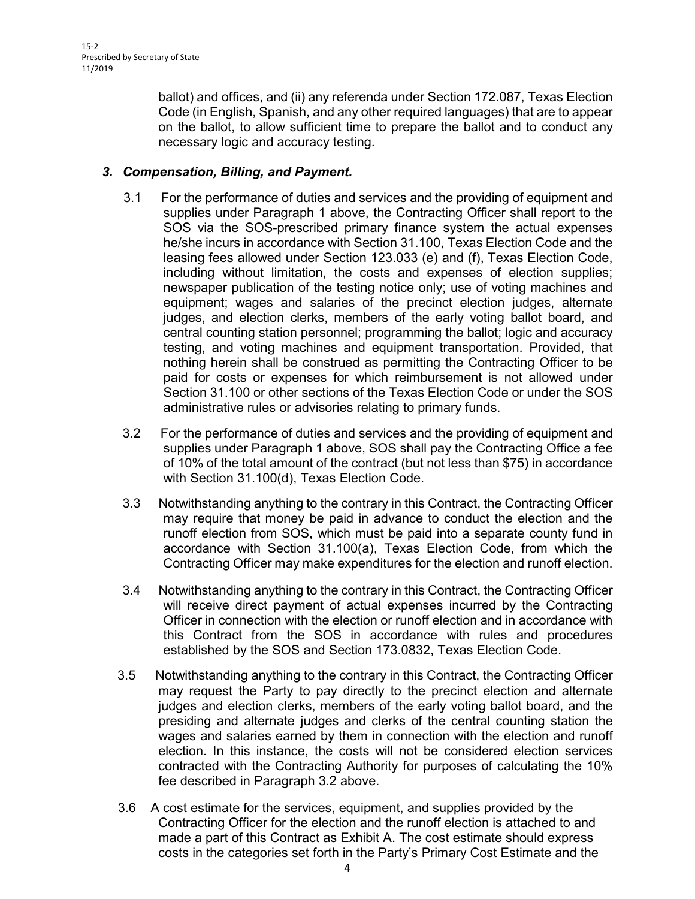ballot) and offices, and (ii) any referenda under Section 172.087, Texas Election Code (in English, Spanish, and any other required languages) that are to appear on the ballot, to allow sufficient time to prepare the ballot and to conduct any necessary logic and accuracy testing.

### *3. Compensation, Billing, and Payment.*

3.1 For the performance of duties and services and the providing of equipment and supplies under Paragraph 1 above, the Contracting Officer shall report to the SOS via the SOS-prescribed primary finance system the actual expenses he/she incurs in accordance with Section 31.100, Texas Election Code and the leasing fees allowed under Section 123.033 (e) and (f), Texas Election Code, including without limitation, the costs and expenses of election supplies; newspaper publication of the testing notice only; use of voting machines and equipment; wages and salaries of the precinct election judges, alternate judges, and election clerks, members of the early voting ballot board, and central counting station personnel; programming the ballot; logic and accuracy testing, and voting machines and equipment transportation. Provided, that nothing herein shall be construed as permitting the Contracting Officer to be paid for costs or expenses for which reimbursement is not allowed under Section 31.100 or other sections of the Texas Election Code or under the SOS administrative rules or advisories relating to primary funds.

3.2 For the performance of duties and services and the providing of equipment and supplies under Paragraph 1 above, SOS shall pay the Contracting Office a fee of 10% of the total amount of the contract (but not less than $75) in accordance with Section 31.100(d), Texas Election Code.

3.3 Notwithstanding anything to the contrary in this Contract, the Contracting Officer may require that money be paid in advance to conduct the election and the runoff election from SOS, which must be paid into a separate county fund in accordance with Section 31.100(a), Texas Election Code, from which the Contracting Officer may make expenditures for the election and runoff election.

3.4 Notwithstanding anything to the contrary in this Contract, the Contracting Officer will receive direct payment of actual expenses incurred by the Contracting Officer in connection with the election or runoff election and in accordance with this Contract from the SOS in accordance with rules and procedures established by the SOS and Section 173.0832, Texas Election Code.

3.5 Notwithstanding anything to the contrary in this Contract, the Contracting Officer may request the Party to pay directly to the precinct election and alternate judges and election clerks, members of the early voting ballot board, and the presiding and alternate judges and clerks of the central counting station the wages and salaries earned by them in connection with the election and runoff election. In this instance, the costs will not be considered election services contracted with the Contracting Authority for purposes of calculating the 10% fee described in Paragraph 3.2 above.

3.6 A cost estimate for the services, equipment, and supplies provided by the Contracting Officer for the election and the runoff election is attached to and made a part of this Contract as Exhibit A. The cost estimate should express costs in the categories set forth in the Party's Primary Cost Estimate and the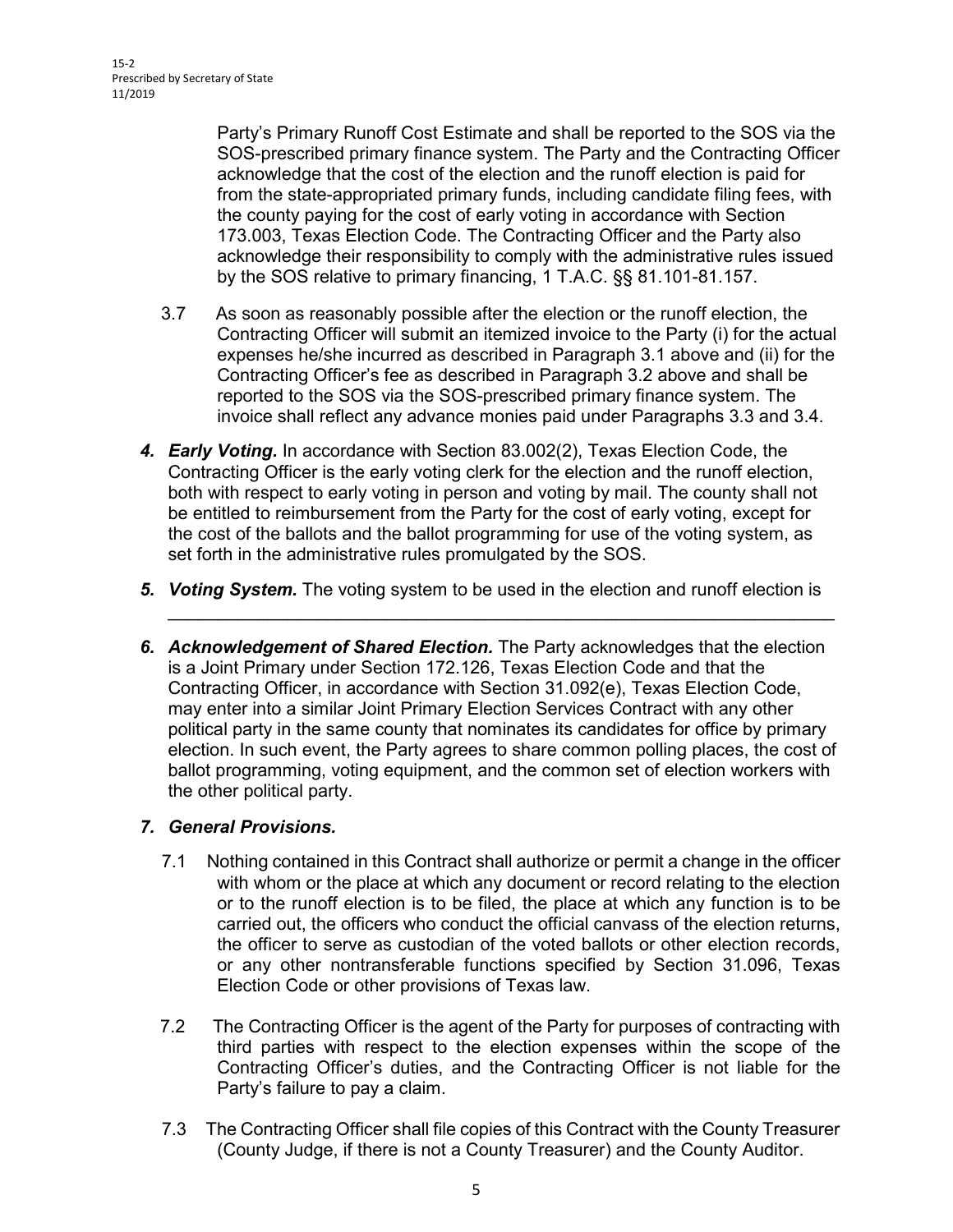Party's Primary Runoff Cost Estimate and shall be reported to the SOS via the SOS-prescribed primary finance system. The Party and the Contracting Officer acknowledge that the cost of the election and the runoff election is paid for from the state-appropriated primary funds, including candidate filing fees, with the county paying for the cost of early voting in accordance with Section 173.003, Texas Election Code. The Contracting Officer and the Party also acknowledge their responsibility to comply with the administrative rules issued by the SOS relative to primary financing, 1 T.A.C. §§ 81.101-81.157.

3.7 As soon as reasonably possible after the election or the runoff election, the Contracting Officer will submit an itemized invoice to the Party (i) for the actual expenses he/she incurred as described in Paragraph 3.1 above and (ii) for the Contracting Officer's fee as described in Paragraph 3.2 above and shall be reported to the SOS via the SOS-prescribed primary finance system. The invoice shall reflect any advance monies paid under Paragraphs 3.3 and 3.4.

***4. Early Voting.*** In accordance with Section 83.002(2), Texas Election Code, the Contracting Officer is the early voting clerk for the election and the runoff election, both with respect to early voting in person and voting by mail. The county shall not be entitled to reimbursement from the Party for the cost of early voting, except for the cost of the ballots and the ballot programming for use of the voting system, as set forth in the administrative rules promulgated by the SOS.

***5. Voting System.*** The voting system to be used in the election and runoff election is \_\_\_\_\_\_\_\_\_\_\_\_\_\_\_\_\_\_\_\_\_\_\_\_\_\_\_\_\_\_\_\_\_\_\_\_\_\_\_\_\_\_\_\_\_\_\_\_\_\_\_\_\_\_\_\_\_\_\_\_\_\_\_\_

***6. Acknowledgement of Shared Election.*** The Party acknowledges that the election is a Joint Primary under Section 172.126, Texas Election Code and that the Contracting Officer, in accordance with Section 31.092(e), Texas Election Code, may enter into a similar Joint Primary Election Services Contract with any other political party in the same county that nominates its candidates for office by primary election. In such event, the Party agrees to share common polling places, the cost of ballot programming, voting equipment, and the common set of election workers with the other political party.

***7. General Provisions.***

7.1 Nothing contained in this Contract shall authorize or permit a change in the officer with whom or the place at which any document or record relating to the election or to the runoff election is to be filed, the place at which any function is to be carried out, the officers who conduct the official canvass of the election returns, the officer to serve as custodian of the voted ballots or other election records, or any other nontransferable functions specified by Section 31.096, Texas Election Code or other provisions of Texas law.

7.2 The Contracting Officer is the agent of the Party for purposes of contracting with third parties with respect to the election expenses within the scope of the Contracting Officer's duties, and the Contracting Officer is not liable for the Party's failure to pay a claim.

7.3 The Contracting Officer shall file copies of this Contract with the County Treasurer (County Judge, if there is not a County Treasurer) and the County Auditor.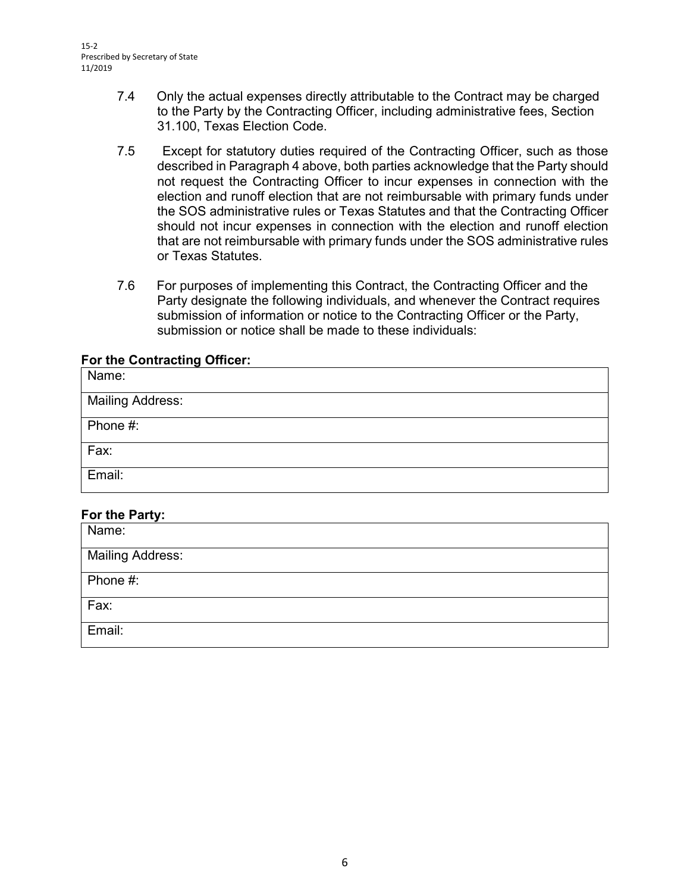7.4 Only the actual expenses directly attributable to the Contract may be charged to the Party by the Contracting Officer, including administrative fees, Section 31.100, Texas Election Code.

7.5 Except for statutory duties required of the Contracting Officer, such as those described in Paragraph 4 above, both parties acknowledge that the Party should not request the Contracting Officer to incur expenses in connection with the election and runoff election that are not reimbursable with primary funds under the SOS administrative rules or Texas Statutes and that the Contracting Officer should not incur expenses in connection with the election and runoff election that are not reimbursable with primary funds under the SOS administrative rules or Texas Statutes.

7.6 For purposes of implementing this Contract, the Contracting Officer and the Party designate the following individuals, and whenever the Contract requires submission of information or notice to the Contracting Officer or the Party, submission or notice shall be made to these individuals:

**For the Contracting Officer:**

| Name: |
|---|
| Mailing Address: |
| Phone #: |
| Fax: |
| Email: |

**For the Party:**

| Name: |
|---|
| Mailing Address: |
| Phone #: |
| Fax: |
| Email: |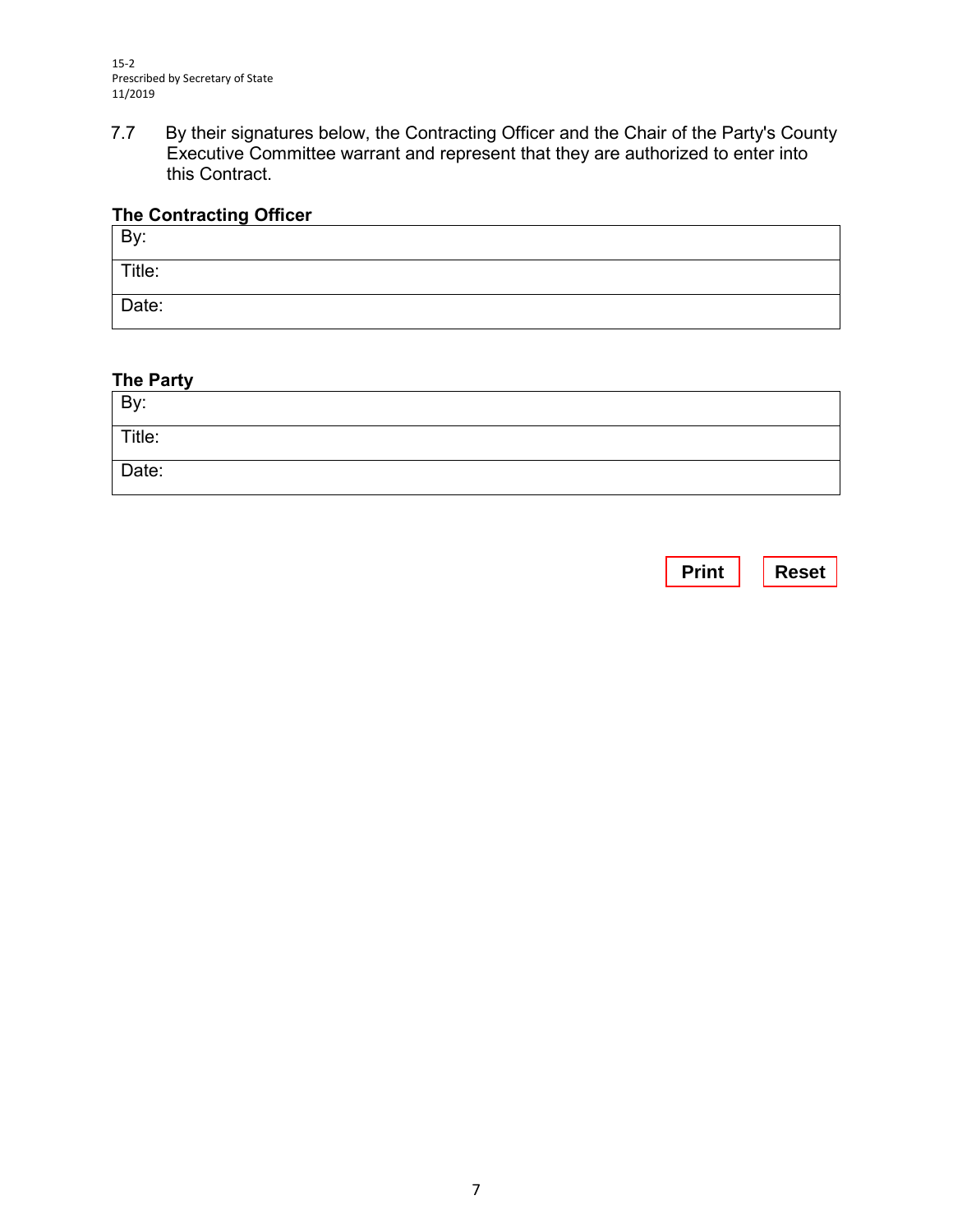15-2
Prescribed by Secretary of State
11/2019

7.7 By their signatures below, the Contracting Officer and the Chair of the Party's County Executive Committee warrant and represent that they are authorized to enter into this Contract.

**The Contracting Officer**

| |
|---|
| By: |
| Title: |
| Date: |

**The Party**

| |
|---|
| By: |
| Title: |
| Date: |

Print Reset